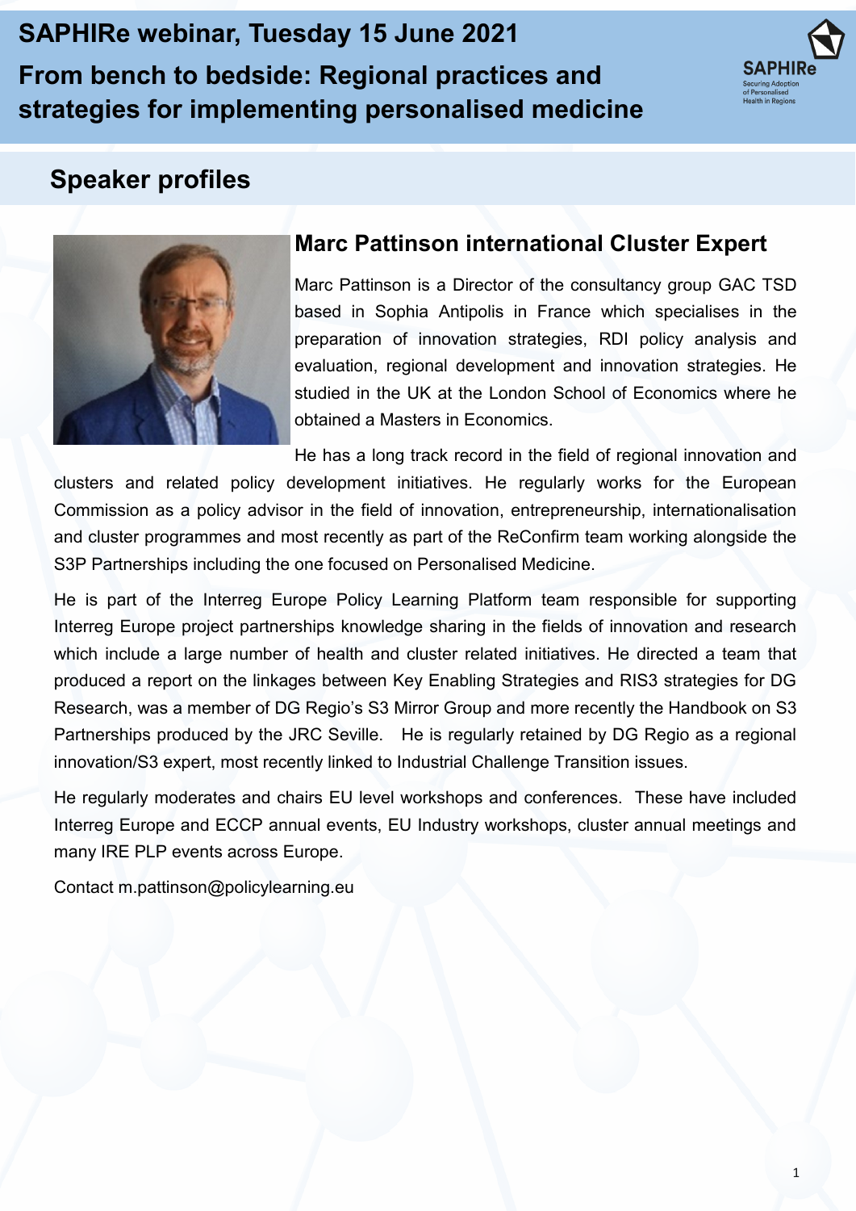# SAPHIRe webinar, Tuesday 15 June 2021

# From bench to bedside: Regional practices and strategies for implementing personalised medicine

## Speaker profiles

### Marc Pattinson international Cluster Expert

Marc Pattinson is a Director of the consultancy group GAC TSD based in Sophia Antipolis in France which specialises in the preparation of innovation strategies, RDI policy analysis and evaluation, regional development and innovation strategies. He studied in the UK at the London School of Economics where he obtained a Masters in Economics.

He has a long track record in the field of regional innovation and clusters and related policy development initiatives. He regularly works for the European Commission as a policy advisor in the field of innovation, entrepreneurship, internationalisation and cluster programmes and most recently as part of the ReConfirm team working alongside the S3P Partnerships including the one focused on Personalised Medicine.

He is part of the Interreg Europe Policy Learning Platform team responsible for supporting Interreg Europe project partnerships knowledge sharing in the fields of innovation and research which include a large number of health and cluster related initiatives. He directed a team that produced a report on the linkages between Key Enabling Strategies and RIS3 strategies for DG Research, was a member of DG Regio's S3 Mirror Group and more recently the Handbook on S3 Partnerships produced by the JRC Seville. He is regularly retained by DG Regio as a regional innovation/S3 expert, most recently linked to Industrial Challenge Transition issues.

He regularly moderates and chairs EU level workshops and conferences. These have included Interreg Europe and ECCP annual events, EU Industry workshops, cluster annual meetings and many IRE PLP events across Europe.

Contact m.pattinson@policylearning.eu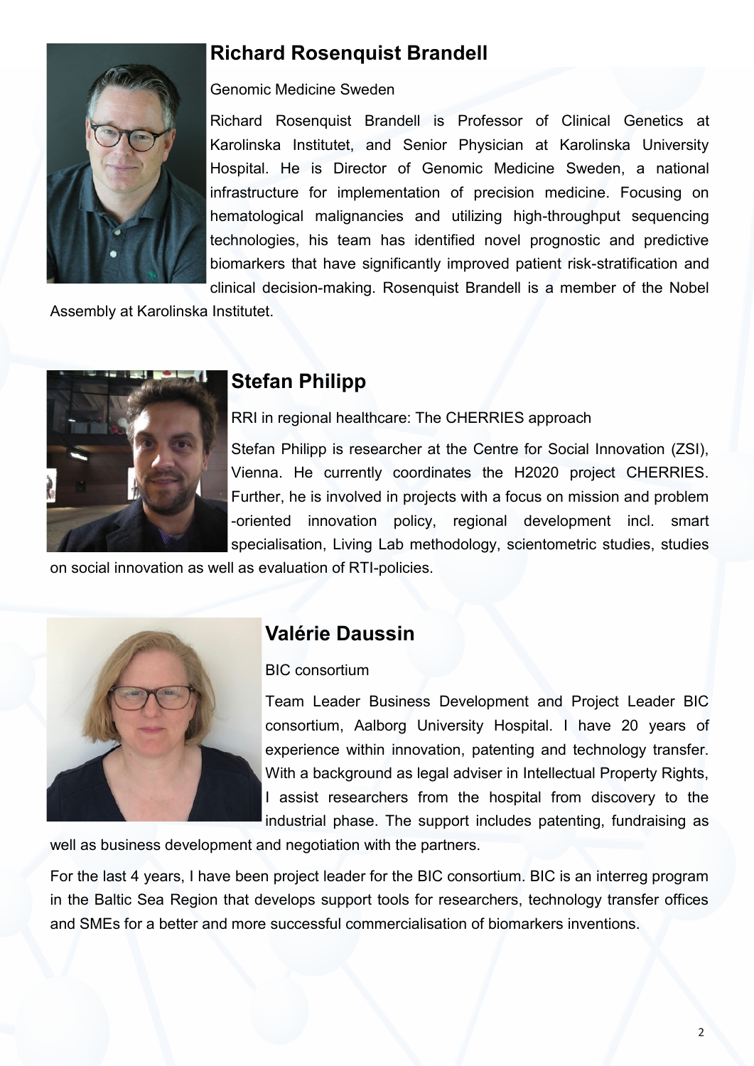## Richard Rosenquist Brandell

Genomic Medicine Sweden

Richard Rosenquist Brandell is Professor of Clinical Genetics at Karolinska Institutet, and Senior Physician at Karolinska University Hospital. He is Director of Genomic Medicine Sweden, a national infrastructure for implementation of precision medicine. Focusing on hematological malignancies and utilizing high-throughput sequencing technologies, his team has identified novel prognostic and predictive biomarkers that have significantly improved patient risk-stratification and clinical decision-making. Rosenquist Brandell is a member of the Nobel Assembly at Karolinska Institutet.

## Stefan Philipp

RRI in regional healthcare: The CHERRIES approach

Stefan Philipp is researcher at the Centre for Social Innovation (ZSI), Vienna. He currently coordinates the H2020 project CHERRIES. Further, he is involved in projects with a focus on mission and problem -oriented innovation policy, regional development incl. smart specialisation, Living Lab methodology, scientometric studies, studies on social innovation as well as evaluation of RTI-policies.

## Valérie Daussin

BIC consortium

Team Leader Business Development and Project Leader BIC consortium, Aalborg University Hospital. I have 20 years of experience within innovation, patenting and technology transfer. With a background as legal adviser in Intellectual Property Rights, I assist researchers from the hospital from discovery to the industrial phase. The support includes patenting, fundraising as well as business development and negotiation with the partners.

For the last 4 years, I have been project leader for the BIC consortium. BIC is an interreg program in the Baltic Sea Region that develops support tools for researchers, technology transfer offices and SMEs for a better and more successful commercialisation of biomarkers inventions.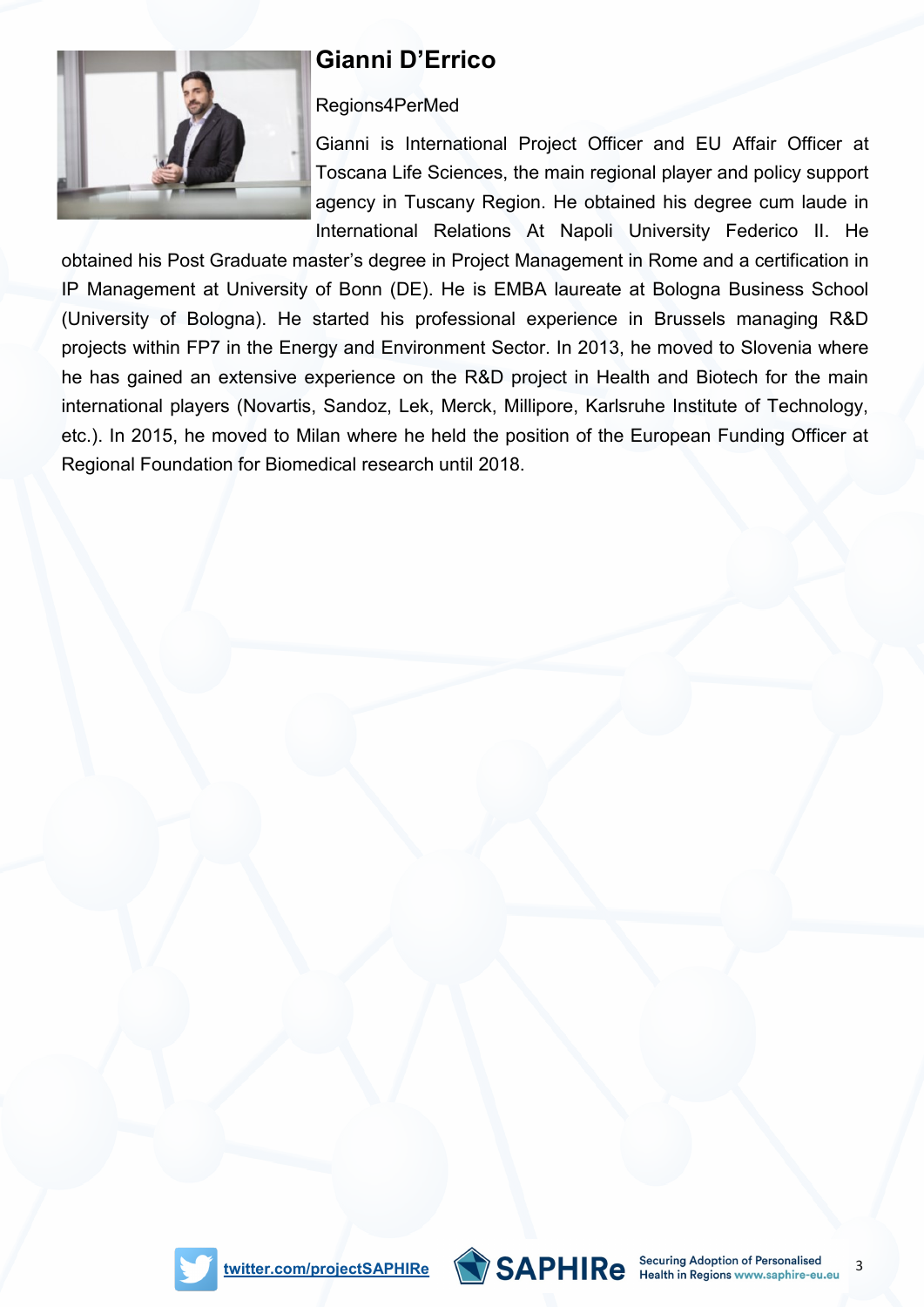## Gianni D'Errico

Regions4PerMed

Gianni is International Project Officer and EU Affair Officer at Toscana Life Sciences, the main regional player and policy support agency in Tuscany Region. He obtained his degree cum laude in International Relations At Napoli University Federico II. He obtained his Post Graduate master's degree in Project Management in Rome and a certification in IP Management at University of Bonn (DE). He is EMBA laureate at Bologna Business School (University of Bologna). He started his professional experience in Brussels managing R&D projects within FP7 in the Energy and Environment Sector. In 2013, he moved to Slovenia where he has gained an extensive experience on the R&D project in Health and Biotech for the main international players (Novartis, Sandoz, Lek, Merck, Millipore, Karlsruhe Institute of Technology, etc.). In 2015, he moved to Milan where he held the position of the European Funding Officer at Regional Foundation for Biomedical research until 2018.